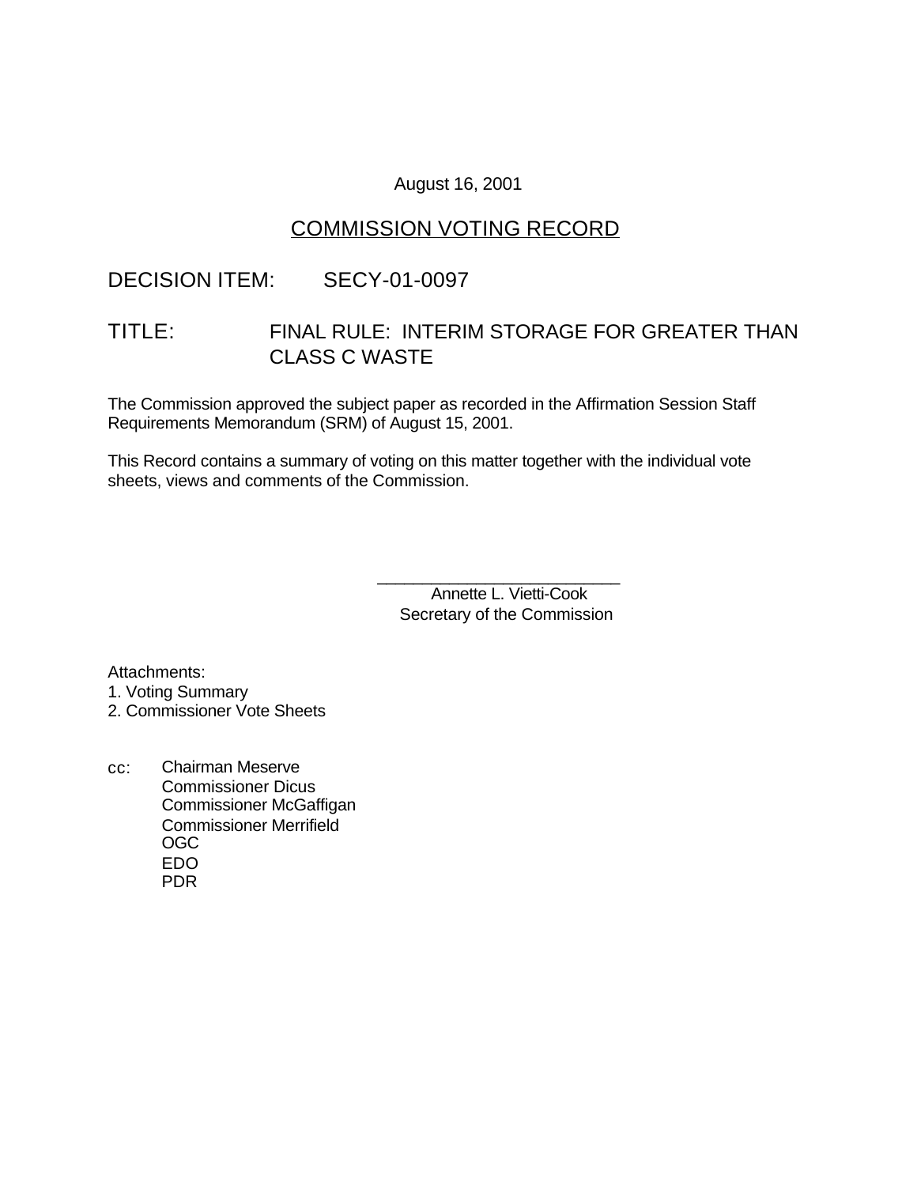August 16, 2001

# COMMISSION VOTING RECORD

## DECISION ITEM: SECY-01-0097

## TITLE: FINAL RULE: INTERIM STORAGE FOR GREATER THAN CLASS C WASTE

The Commission approved the subject paper as recorded in the Affirmation Session Staff Requirements Memorandum (SRM) of August 15, 2001.

This Record contains a summary of voting on this matter together with the individual vote sheets, views and comments of the Commission.

\_\_\_\_\_\_\_\_\_\_\_\_\_\_\_\_\_\_\_\_\_\_\_\_\_\_
Annette L. Vietti-Cook
Secretary of the Commission

Attachments:
1. Voting Summary
2. Commissioner Vote Sheets

cc: Chairman Meserve
Commissioner Dicus
Commissioner McGaffigan
Commissioner Merrifield
OGC
EDO
PDR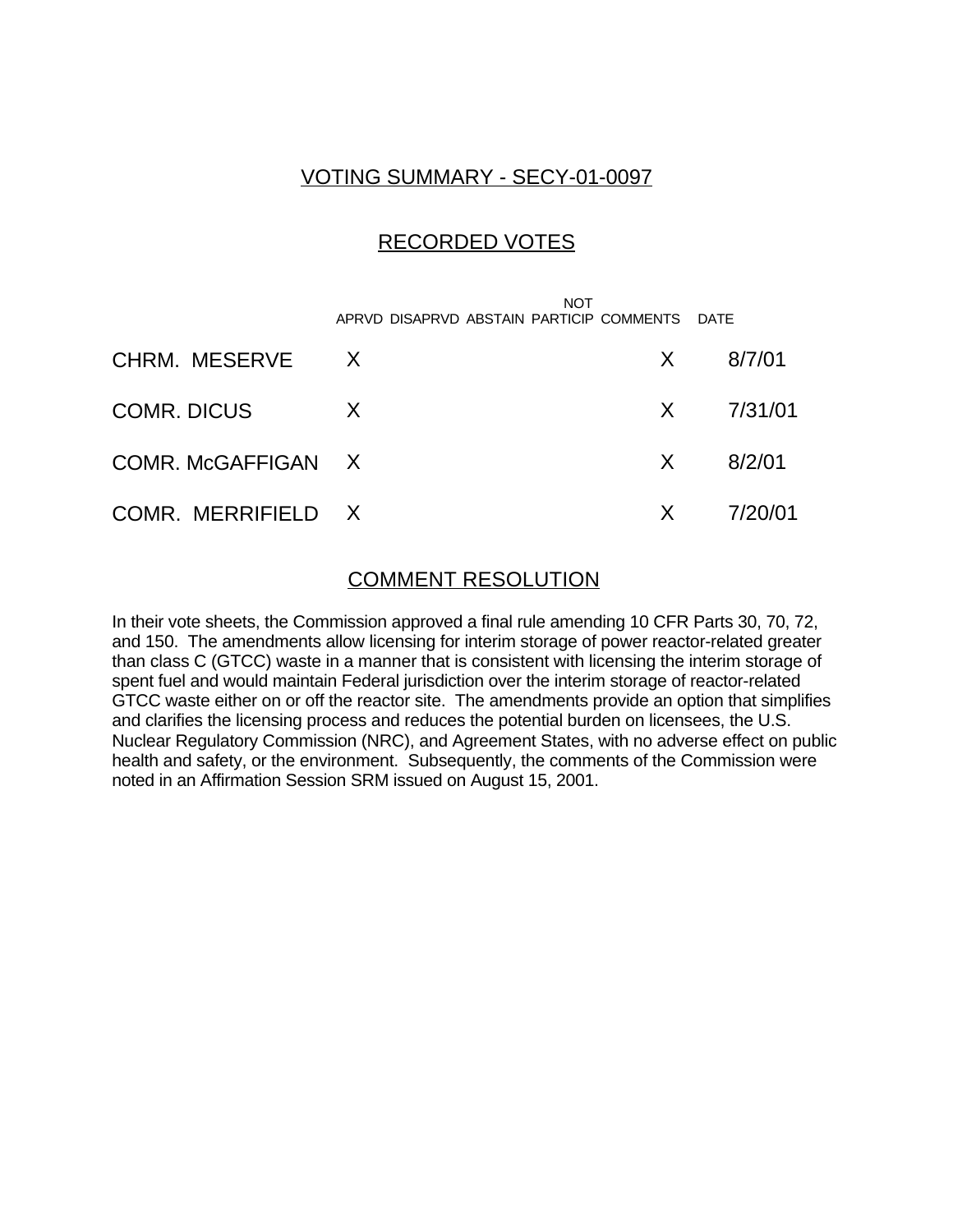## VOTING SUMMARY - SECY-01-0097

## RECORDED VOTES

| | APRVD | DISAPRVD | ABSTAIN | NOT PARTICIP | COMMENTS | DATE |
|---|---|---|---|---|---|---|
| CHRM. MESERVE | X | | | | X | 8/7/01 |
| COMR. DICUS | X | | | | X | 7/31/01 |
| COMR. McGAFFIGAN | X | | | | X | 8/2/01 |
| COMR. MERRIFIELD | X | | | | X | 7/20/01 |

## COMMENT RESOLUTION

In their vote sheets, the Commission approved a final rule amending 10 CFR Parts 30, 70, 72, and 150. The amendments allow licensing for interim storage of power reactor-related greater than class C (GTCC) waste in a manner that is consistent with licensing the interim storage of spent fuel and would maintain Federal jurisdiction over the interim storage of reactor-related GTCC waste either on or off the reactor site. The amendments provide an option that simplifies and clarifies the licensing process and reduces the potential burden on licensees, the U.S. Nuclear Regulatory Commission (NRC), and Agreement States, with no adverse effect on public health and safety, or the environment. Subsequently, the comments of the Commission were noted in an Affirmation Session SRM issued on August 15, 2001.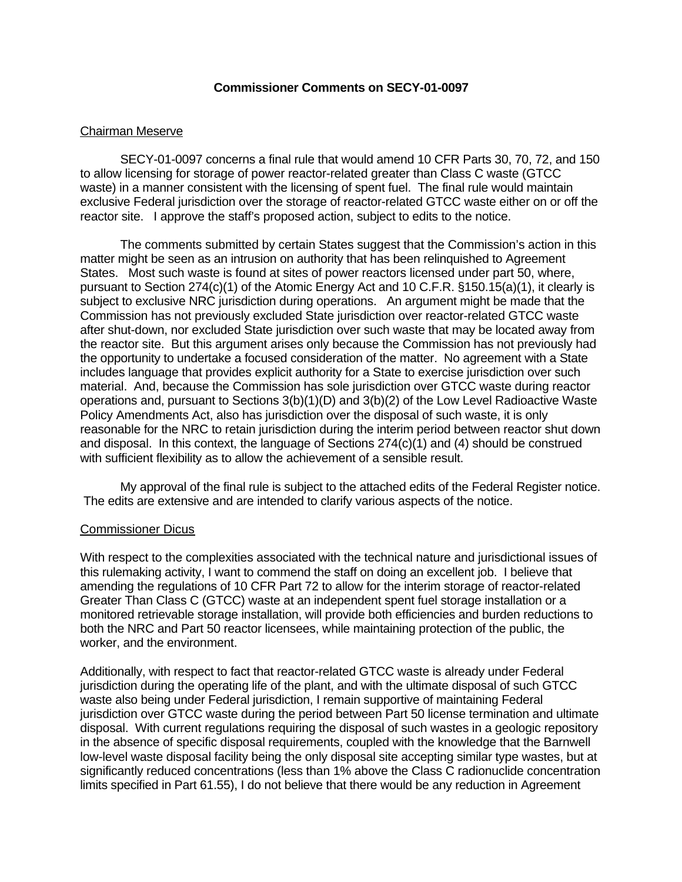**Commissioner Comments on SECY-01-0097**

Chairman Meserve

SECY-01-0097 concerns a final rule that would amend 10 CFR Parts 30, 70, 72, and 150 to allow licensing for storage of power reactor-related greater than Class C waste (GTCC waste) in a manner consistent with the licensing of spent fuel. The final rule would maintain exclusive Federal jurisdiction over the storage of reactor-related GTCC waste either on or off the reactor site. I approve the staff's proposed action, subject to edits to the notice.

The comments submitted by certain States suggest that the Commission's action in this matter might be seen as an intrusion on authority that has been relinquished to Agreement States. Most such waste is found at sites of power reactors licensed under part 50, where, pursuant to Section 274(c)(1) of the Atomic Energy Act and 10 C.F.R. §150.15(a)(1), it clearly is subject to exclusive NRC jurisdiction during operations. An argument might be made that the Commission has not previously excluded State jurisdiction over reactor-related GTCC waste after shut-down, nor excluded State jurisdiction over such waste that may be located away from the reactor site. But this argument arises only because the Commission has not previously had the opportunity to undertake a focused consideration of the matter. No agreement with a State includes language that provides explicit authority for a State to exercise jurisdiction over such material. And, because the Commission has sole jurisdiction over GTCC waste during reactor operations and, pursuant to Sections 3(b)(1)(D) and 3(b)(2) of the Low Level Radioactive Waste Policy Amendments Act, also has jurisdiction over the disposal of such waste, it is only reasonable for the NRC to retain jurisdiction during the interim period between reactor shut down and disposal. In this context, the language of Sections 274(c)(1) and (4) should be construed with sufficient flexibility as to allow the achievement of a sensible result.

My approval of the final rule is subject to the attached edits of the Federal Register notice. The edits are extensive and are intended to clarify various aspects of the notice.

Commissioner Dicus

With respect to the complexities associated with the technical nature and jurisdictional issues of this rulemaking activity, I want to commend the staff on doing an excellent job. I believe that amending the regulations of 10 CFR Part 72 to allow for the interim storage of reactor-related Greater Than Class C (GTCC) waste at an independent spent fuel storage installation or a monitored retrievable storage installation, will provide both efficiencies and burden reductions to both the NRC and Part 50 reactor licensees, while maintaining protection of the public, the worker, and the environment.

Additionally, with respect to fact that reactor-related GTCC waste is already under Federal jurisdiction during the operating life of the plant, and with the ultimate disposal of such GTCC waste also being under Federal jurisdiction, I remain supportive of maintaining Federal jurisdiction over GTCC waste during the period between Part 50 license termination and ultimate disposal. With current regulations requiring the disposal of such wastes in a geologic repository in the absence of specific disposal requirements, coupled with the knowledge that the Barnwell low-level waste disposal facility being the only disposal site accepting similar type wastes, but at significantly reduced concentrations (less than 1% above the Class C radionuclide concentration limits specified in Part 61.55), I do not believe that there would be any reduction in Agreement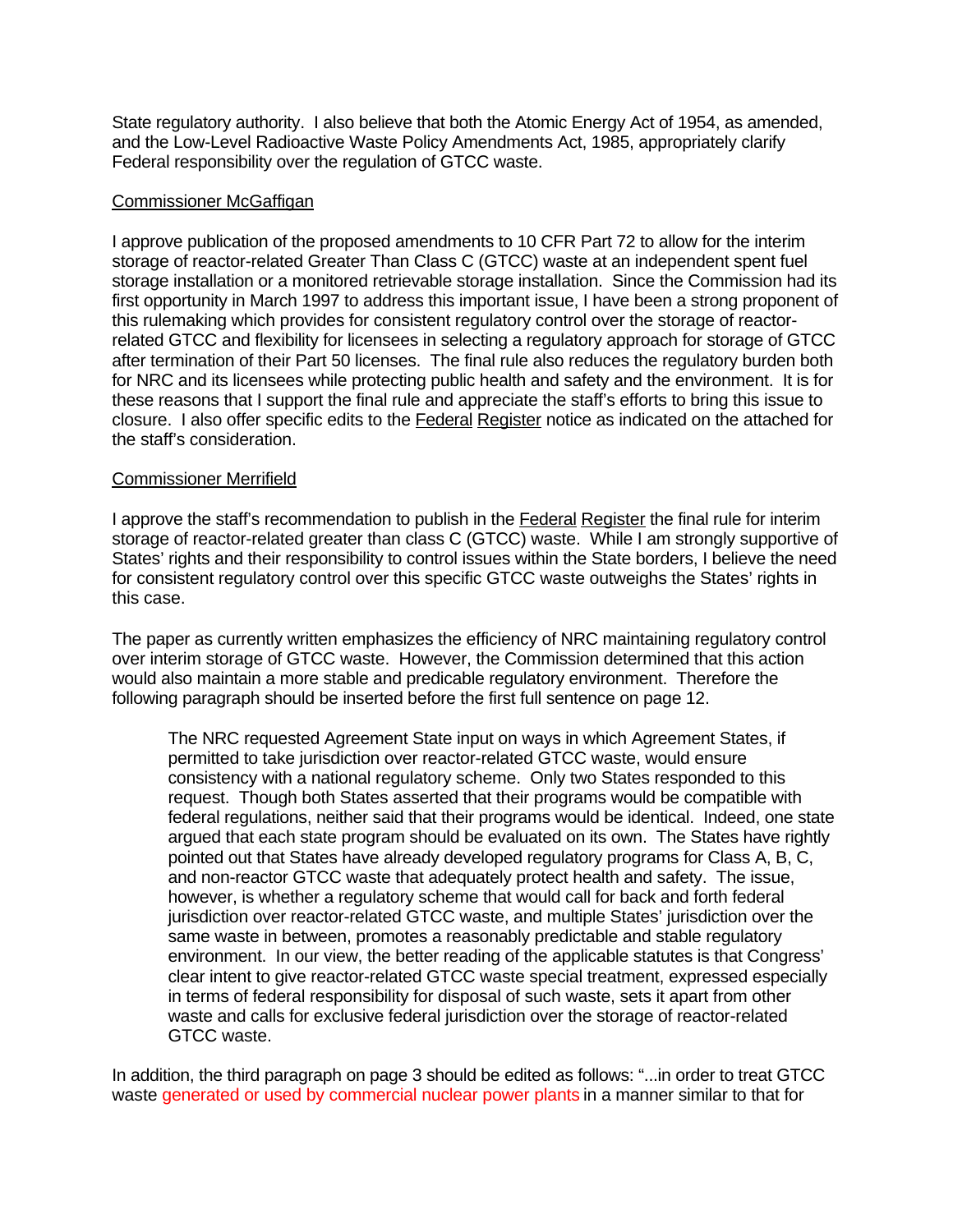State regulatory authority. I also believe that both the Atomic Energy Act of 1954, as amended, and the Low-Level Radioactive Waste Policy Amendments Act, 1985, appropriately clarify Federal responsibility over the regulation of GTCC waste.

Commissioner McGaffigan

I approve publication of the proposed amendments to 10 CFR Part 72 to allow for the interim storage of reactor-related Greater Than Class C (GTCC) waste at an independent spent fuel storage installation or a monitored retrievable storage installation. Since the Commission had its first opportunity in March 1997 to address this important issue, I have been a strong proponent of this rulemaking which provides for consistent regulatory control over the storage of reactor-related GTCC and flexibility for licensees in selecting a regulatory approach for storage of GTCC after termination of their Part 50 licenses. The final rule also reduces the regulatory burden both for NRC and its licensees while protecting public health and safety and the environment. It is for these reasons that I support the final rule and appreciate the staff's efforts to bring this issue to closure. I also offer specific edits to the Federal Register notice as indicated on the attached for the staff's consideration.

Commissioner Merrifield

I approve the staff's recommendation to publish in the Federal Register the final rule for interim storage of reactor-related greater than class C (GTCC) waste. While I am strongly supportive of States' rights and their responsibility to control issues within the State borders, I believe the need for consistent regulatory control over this specific GTCC waste outweighs the States' rights in this case.

The paper as currently written emphasizes the efficiency of NRC maintaining regulatory control over interim storage of GTCC waste. However, the Commission determined that this action would also maintain a more stable and predicable regulatory environment. Therefore the following paragraph should be inserted before the first full sentence on page 12.

> The NRC requested Agreement State input on ways in which Agreement States, if permitted to take jurisdiction over reactor-related GTCC waste, would ensure consistency with a national regulatory scheme. Only two States responded to this request. Though both States asserted that their programs would be compatible with federal regulations, neither said that their programs would be identical. Indeed, one state argued that each state program should be evaluated on its own. The States have rightly pointed out that States have already developed regulatory programs for Class A, B, C, and non-reactor GTCC waste that adequately protect health and safety. The issue, however, is whether a regulatory scheme that would call for back and forth federal jurisdiction over reactor-related GTCC waste, and multiple States' jurisdiction over the same waste in between, promotes a reasonably predictable and stable regulatory environment. In our view, the better reading of the applicable statutes is that Congress' clear intent to give reactor-related GTCC waste special treatment, expressed especially in terms of federal responsibility for disposal of such waste, sets it apart from other waste and calls for exclusive federal jurisdiction over the storage of reactor-related GTCC waste.

In addition, the third paragraph on page 3 should be edited as follows: "...in order to treat GTCC waste generated or used by commercial nuclear power plants in a manner similar to that for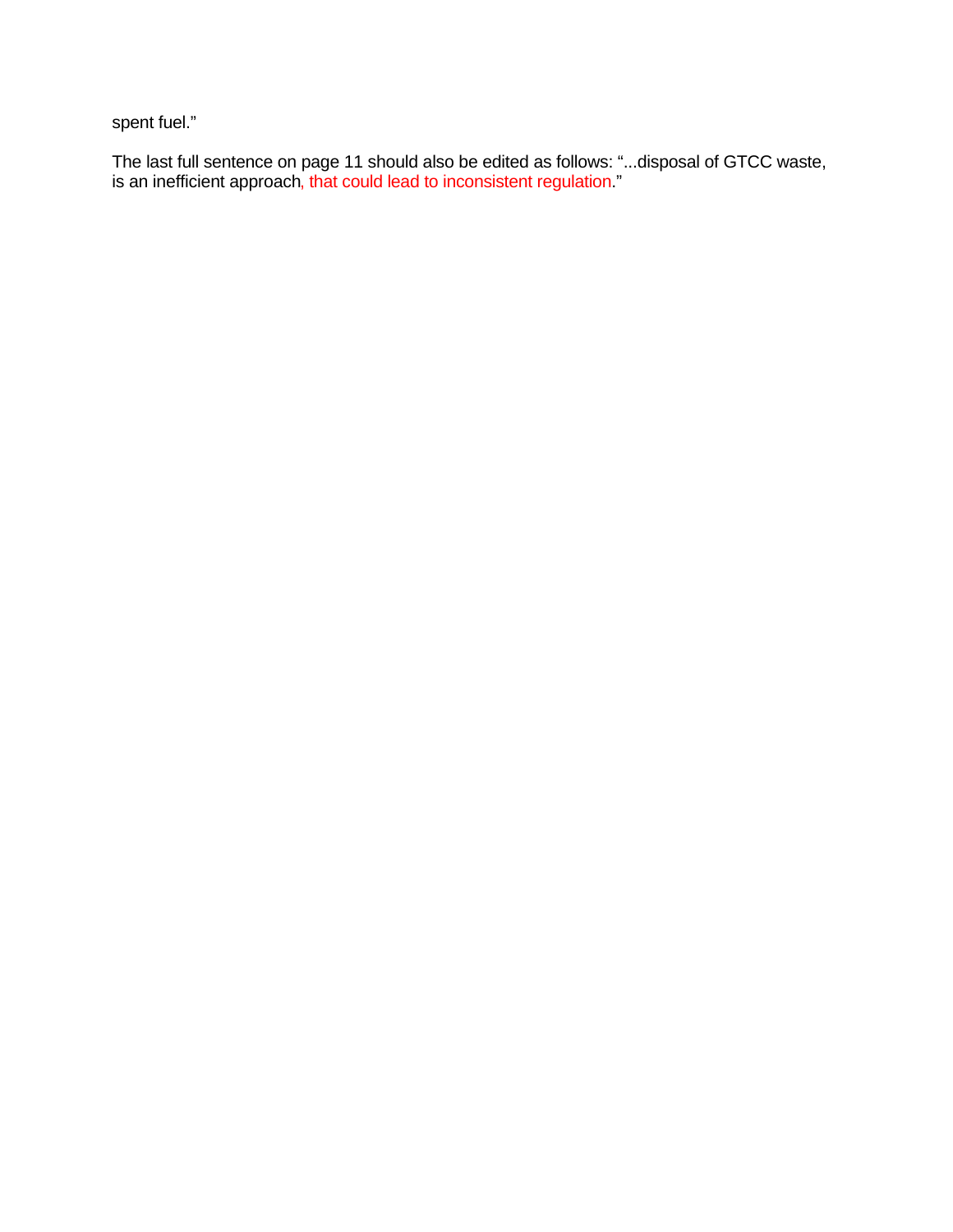spent fuel."

The last full sentence on page 11 should also be edited as follows: "...disposal of GTCC waste, is an inefficient approach, that could lead to inconsistent regulation."